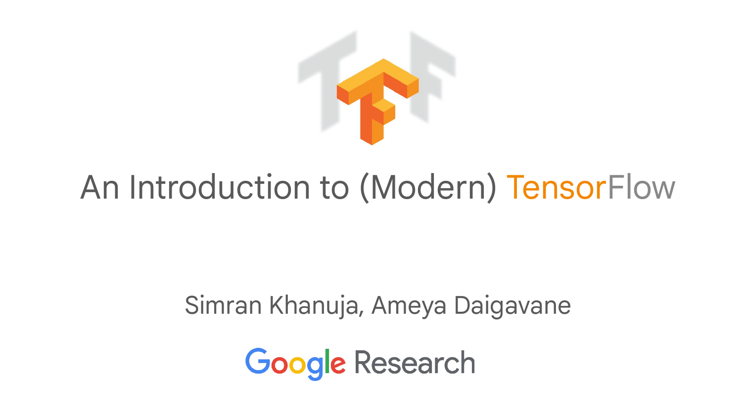# An Introduction to (Modern) TensorFlow

Simran Khanuja, Ameya Daigavane

Google Research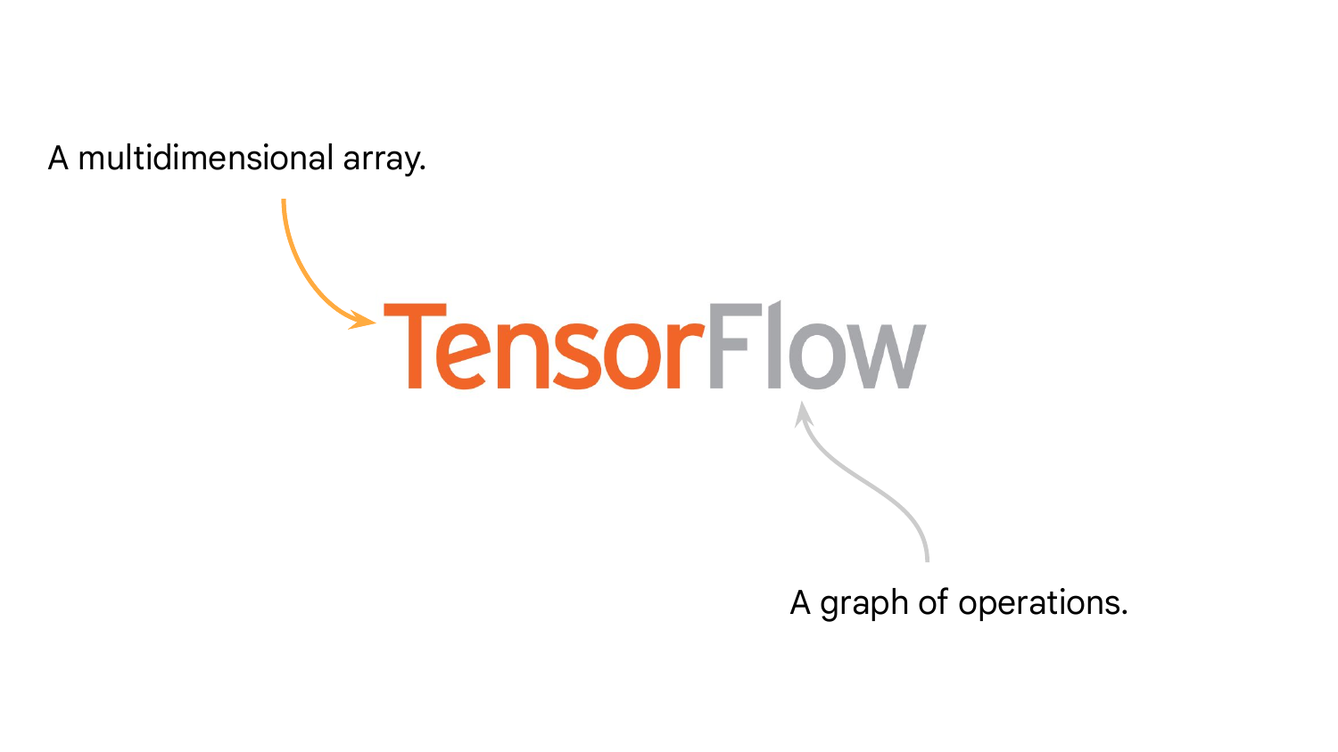A multidimensional array.

TensorFlow

A graph of operations.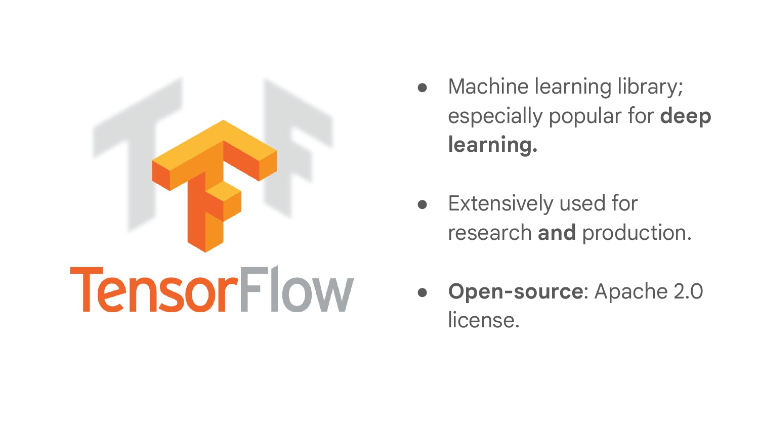TensorFlow

- Machine learning library; especially popular for **deep learning.**
- Extensively used for research **and** production.
- **Open-source**: Apache 2.0 license.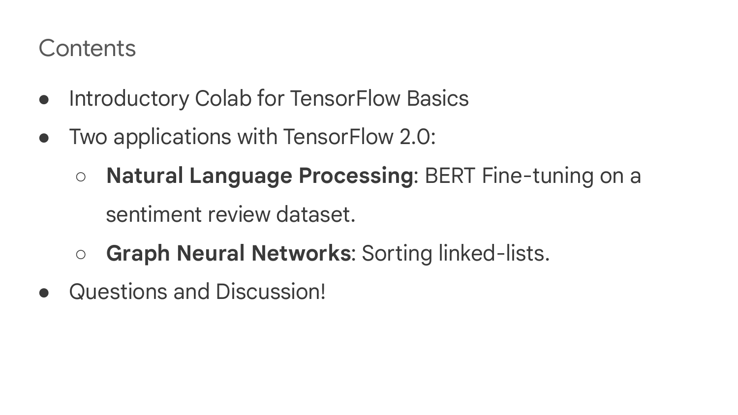# Contents

- Introductory Colab for TensorFlow Basics
- Two applications with TensorFlow 2.0:
  - **Natural Language Processing**: BERT Fine-tuning on a sentiment review dataset.
  - **Graph Neural Networks**: Sorting linked-lists.
- Questions and Discussion!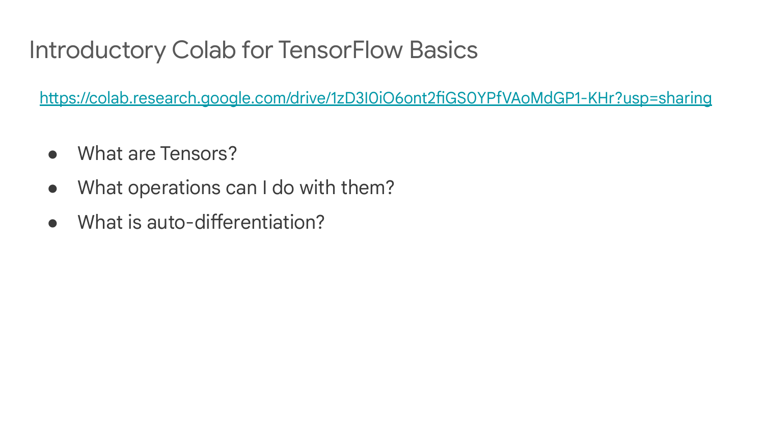# Introductory Colab for TensorFlow Basics

https://colab.research.google.com/drive/1zD3I0iO6ont2fiGS0YPfVAoMdGP1-KHr?usp=sharing

- What are Tensors?
- What operations can I do with them?
- What is auto-differentiation?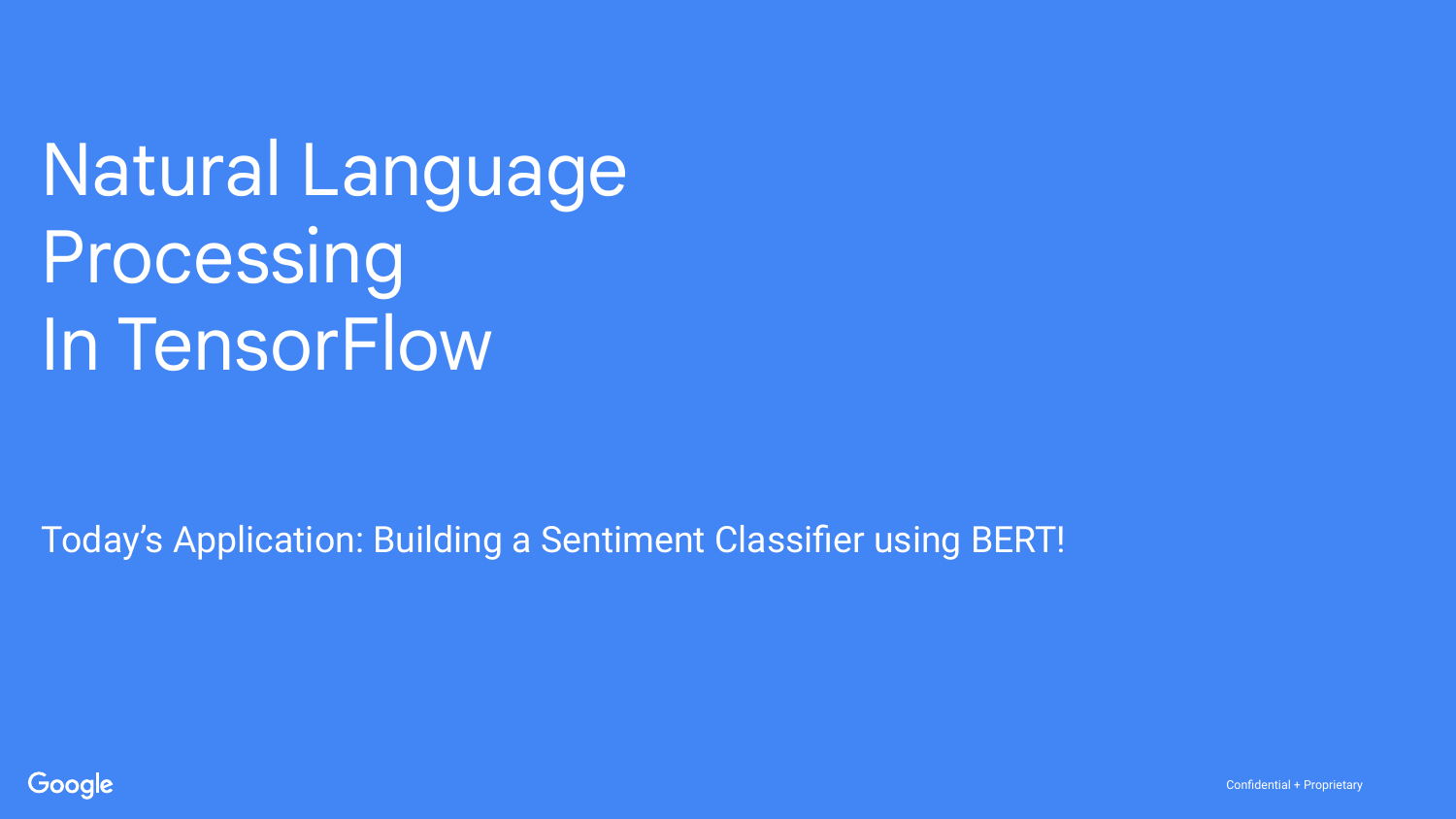# Natural Language Processing In TensorFlow

Today's Application: Building a Sentiment Classifier using BERT!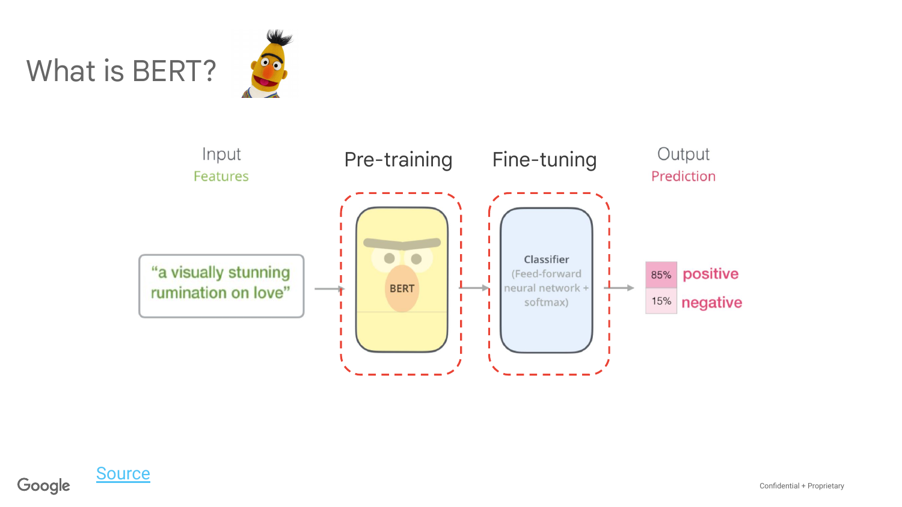# What is BERT?

Input
Features

Pre-training

Fine-tuning

Output
Prediction

"a visually stunning rumination on love"

BERT

Classifier
(Feed-forward neural network + softmax)

| 85% | positive |
|---|---|
| 15% | negative |

Source

Google

Confidential + Proprietary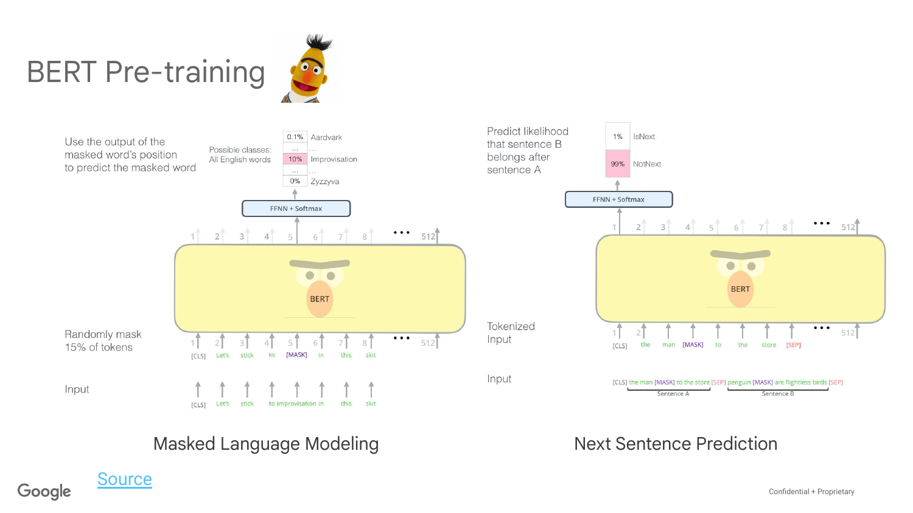# BERT Pre-training

## Masked Language Modeling

Use the output of the masked word's position to predict the masked word

Possible classes: All English words

| | |
|---|---|
| 0.1% | Aardvark |
| ... | ... |
| 10% | Improvisation |
| ... | ... |
| 0% | Zyzzyva |

FFNN + Softmax

BERT

Randomly mask 15% of tokens

[CLS] Let's stick to [MASK] in this skit

Input

[CLS] Let's stick to improvisation in this skit

## Next Sentence Prediction

Predict likelihood that sentence B belongs after sentence A

| | |
|---|---|
| 1% | IsNext |
| 99% | NotNext |

FFNN + Softmax

BERT

Tokenized Input

[CLS] the man [MASK] to the store [SEP]

Input

[CLS] the man [MASK] to the store [SEP] penguin [MASK] are flightless birds [SEP]

Sentence A / Sentence B

Source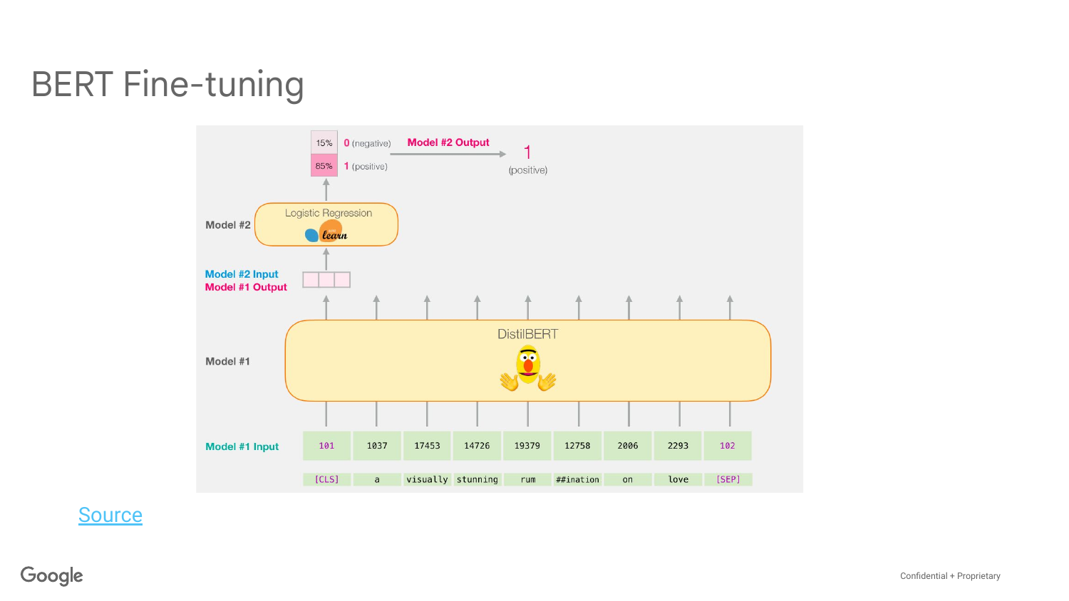# BERT Fine-tuning

Model #2 Output

15% 0 (negative)

85% 1 (positive)

1 (positive)

Model #2

Logistic Regression

Model #2 Input

Model #1 Output

Model #1

DistilBERT

Model #1 Input

| 101 | 1037 | 17453 | 14726 | 19379 | 12758 | 2006 | 2293 | 102 |
|---|---|---|---|---|---|---|---|---|
| [CLS] | a | visually | stunning | rum | ##ination | on | love | [SEP] |

Source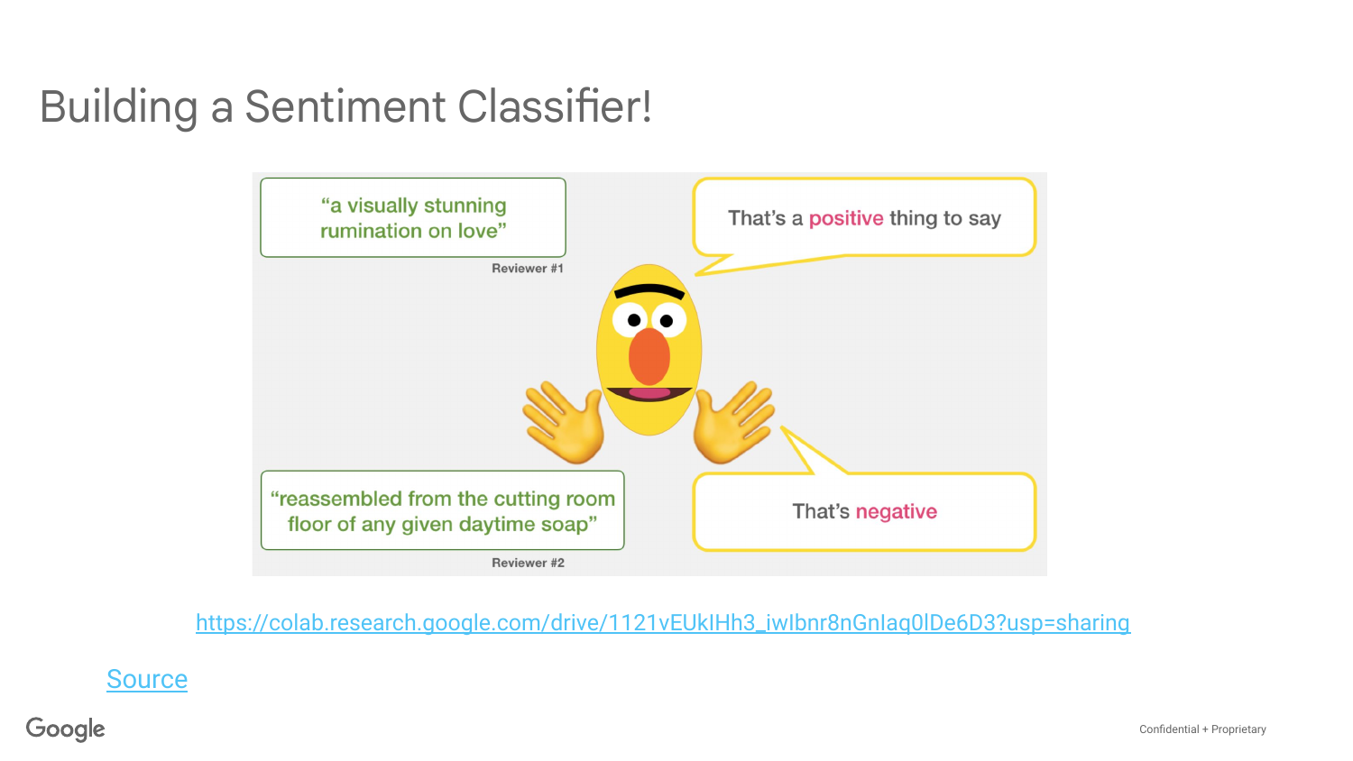# Building a Sentiment Classifier!

"a visually stunning rumination on love"

Reviewer #1

That's a **positive** thing to say

"reassembled from the cutting room floor of any given daytime soap"

Reviewer #2

That's **negative**

https://colab.research.google.com/drive/1121vEUkIHh3_iwlbnr8nGnlaq0lDe6D3?usp=sharing

Source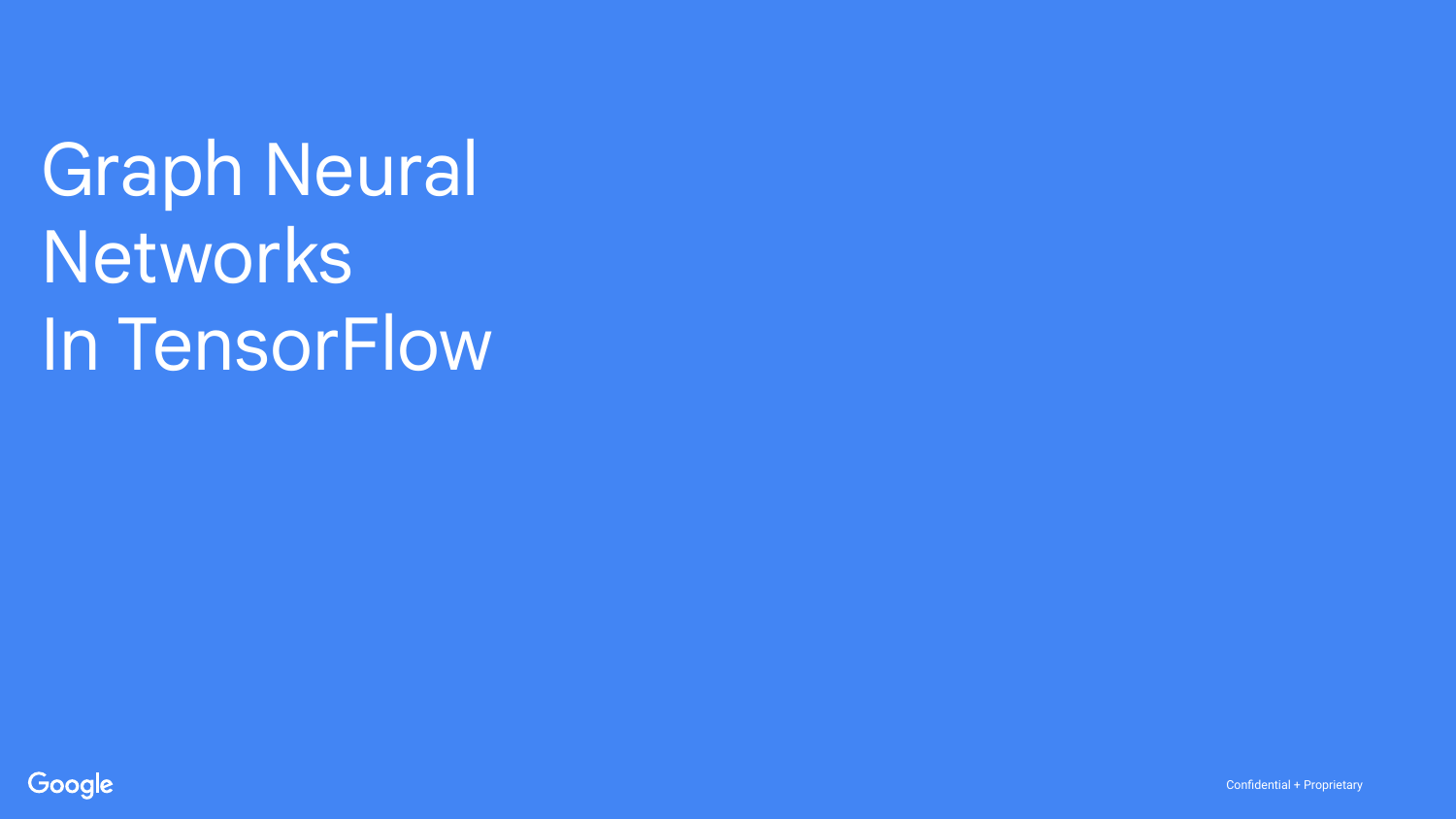# Graph Neural Networks In TensorFlow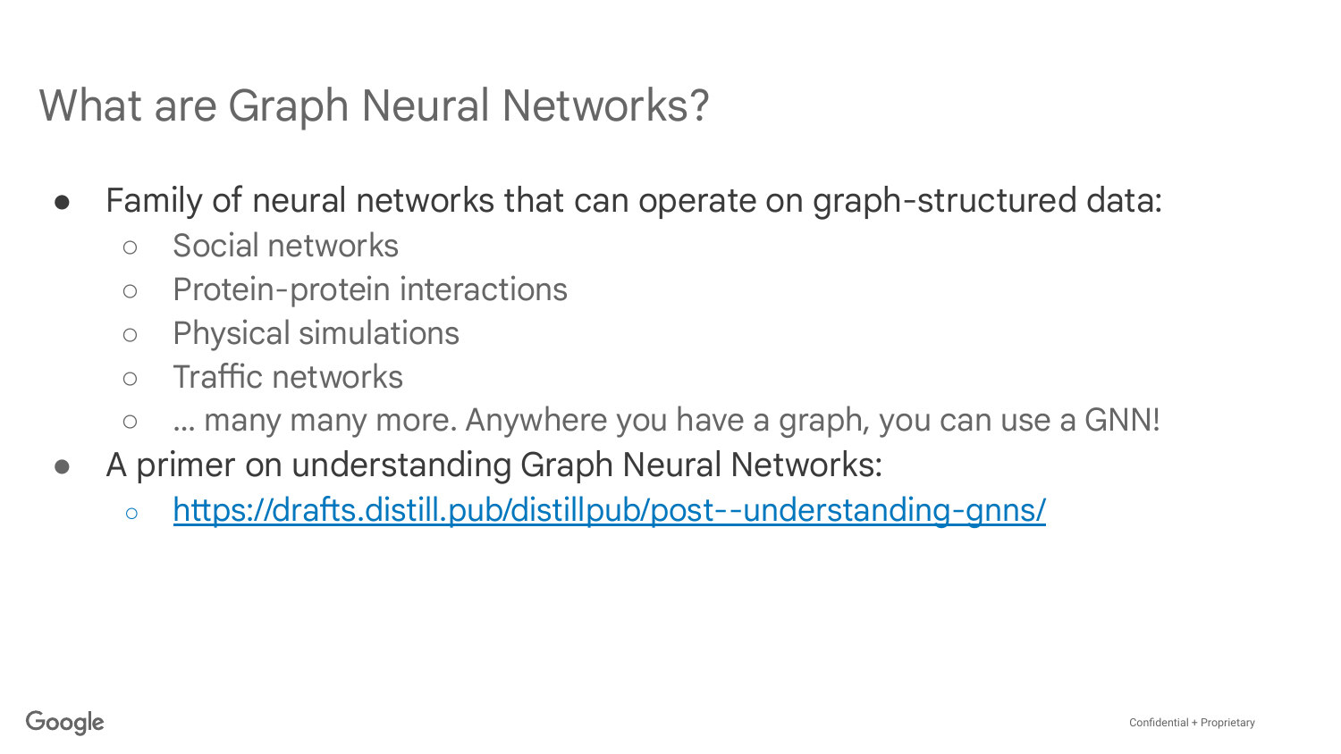# What are Graph Neural Networks?

- Family of neural networks that can operate on graph-structured data:
  - Social networks
  - Protein-protein interactions
  - Physical simulations
  - Traffic networks
  - … many many more. Anywhere you have a graph, you can use a GNN!
- A primer on understanding Graph Neural Networks:
  - [https://drafts.distill.pub/distillpub/post--understanding-gnns/](https://drafts.distill.pub/distillpub/post--understanding-gnns/)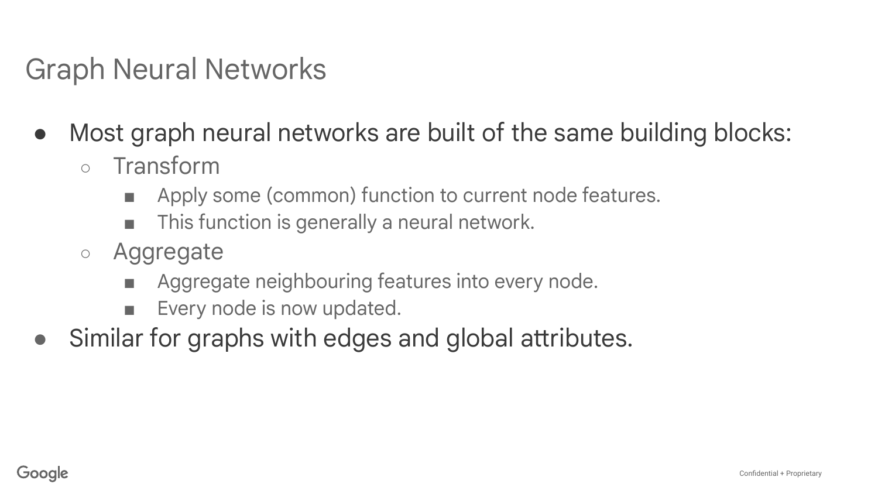# Graph Neural Networks

- Most graph neural networks are built of the same building blocks:
  - Transform
    - Apply some (common) function to current node features.
    - This function is generally a neural network.
  - Aggregate
    - Aggregate neighbouring features into every node.
    - Every node is now updated.
- Similar for graphs with edges and global attributes.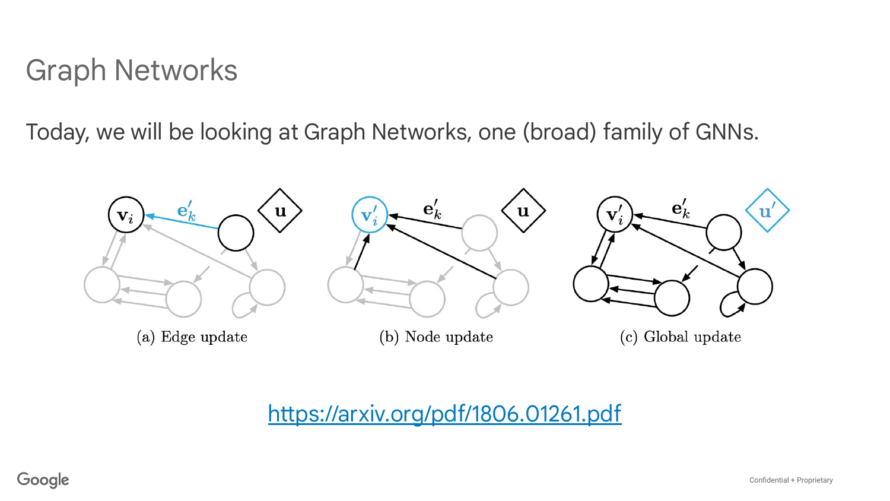# Graph Networks

Today, we will be looking at Graph Networks, one (broad) family of GNNs.

(a) Edge update

(b) Node update

(c) Global update

https://arxiv.org/pdf/1806.01261.pdf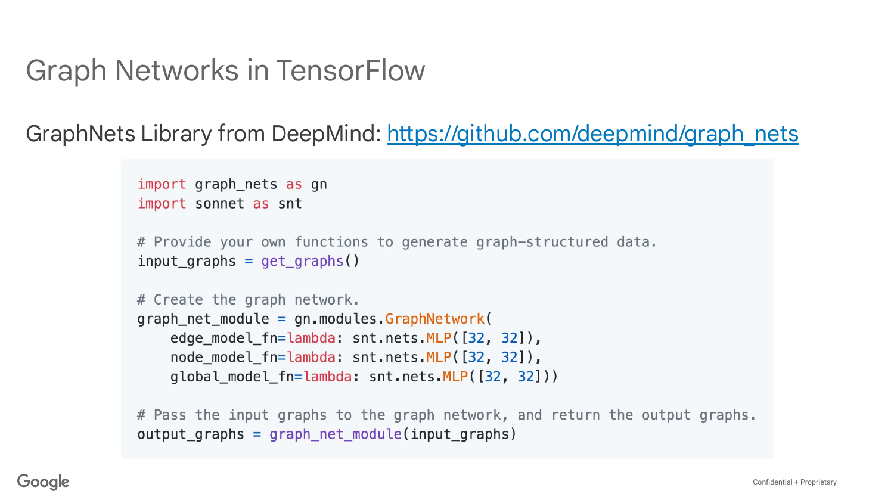# Graph Networks in TensorFlow

GraphNets Library from DeepMind: https://github.com/deepmind/graph_nets

```python
import graph_nets as gn
import sonnet as snt

# Provide your own functions to generate graph-structured data.
input_graphs = get_graphs()

# Create the graph network.
graph_net_module = gn.modules.GraphNetwork(
    edge_model_fn=lambda: snt.nets.MLP([32, 32]),
    node_model_fn=lambda: snt.nets.MLP([32, 32]),
    global_model_fn=lambda: snt.nets.MLP([32, 32]))

# Pass the input graphs to the graph network, and return the output graphs.
output_graphs = graph_net_module(input_graphs)
```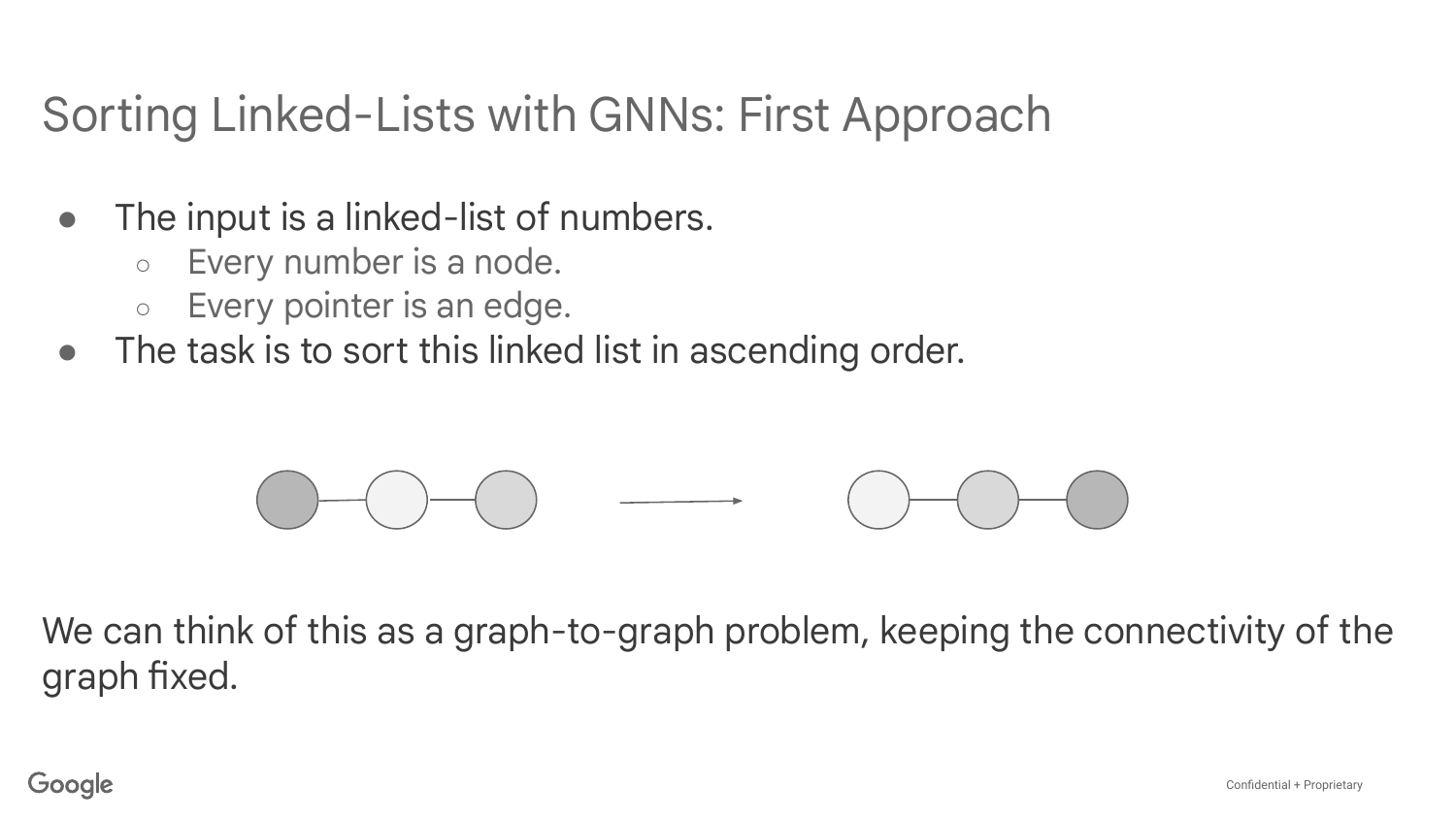# Sorting Linked-Lists with GNNs: First Approach

- The input is a linked-list of numbers.
  - Every number is a node.
  - Every pointer is an edge.
- The task is to sort this linked list in ascending order.

We can think of this as a graph-to-graph problem, keeping the connectivity of the graph fixed.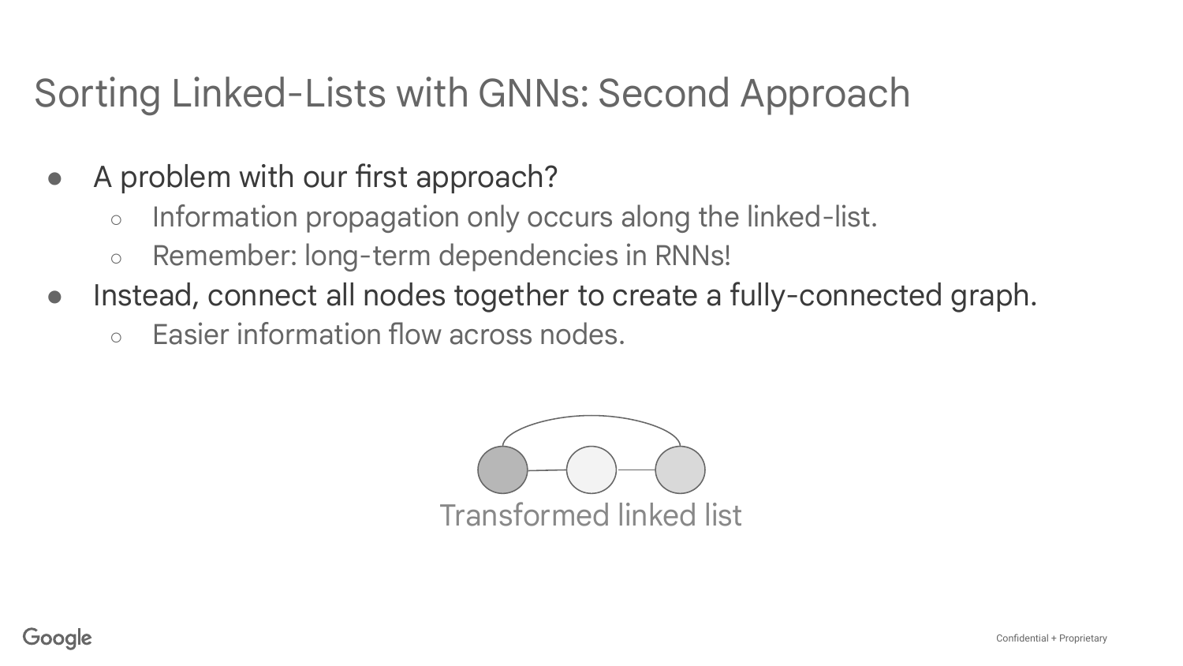# Sorting Linked-Lists with GNNs: Second Approach

- A problem with our first approach?
  - Information propagation only occurs along the linked-list.
  - Remember: long-term dependencies in RNNs!
- Instead, connect all nodes together to create a fully-connected graph.
  - Easier information flow across nodes.

Transformed linked list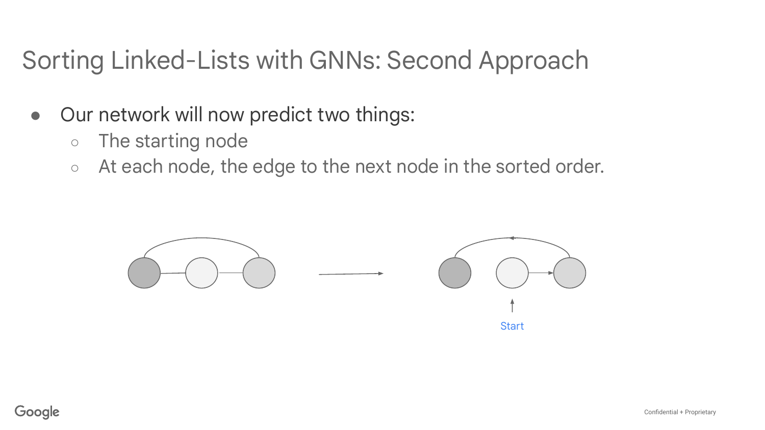# Sorting Linked-Lists with GNNs: Second Approach

- Our network will now predict two things:
  - The starting node
  - At each node, the edge to the next node in the sorted order.

Start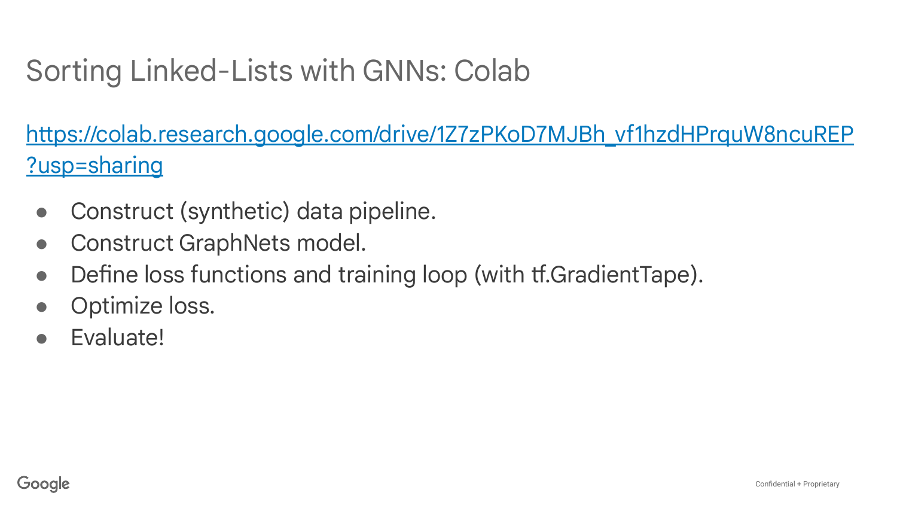# Sorting Linked-Lists with GNNs: Colab

[https://colab.research.google.com/drive/1Z7zPKoD7MJBh_vf1hzdHPrquW8ncuREP?usp=sharing](https://colab.research.google.com/drive/1Z7zPKoD7MJBh_vf1hzdHPrquW8ncuREP?usp=sharing)

- Construct (synthetic) data pipeline.
- Construct GraphNets model.
- Define loss functions and training loop (with tf.GradientTape).
- Optimize loss.
- Evaluate!